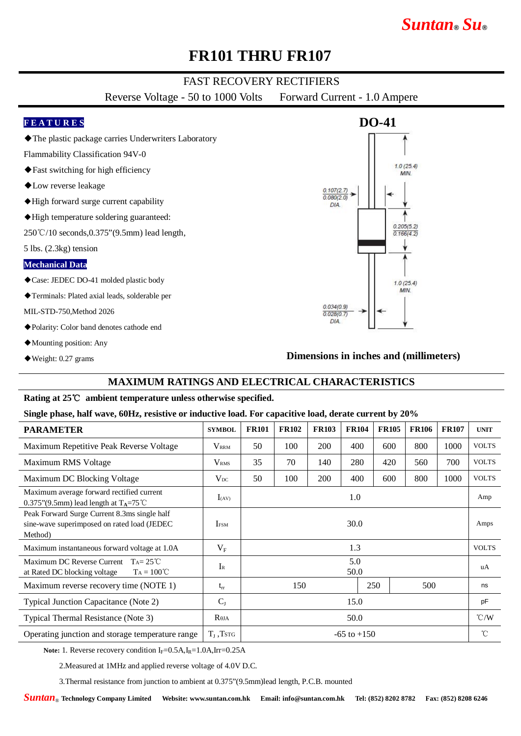# FR101 THRU FR107

FAST RECOVERY RECTIFIERS

Reverse Voltage - 50 to 1000 Volts     Forward Current - 1.0 Ampere

## FEATURES

- ◆The plastic package carries Underwriters Laboratory Flammability Classification 94V-0
- ◆Fast switching for high efficiency
- ◆Low reverse leakage
- ◆High forward surge current capability
- ◆High temperature soldering guaranteed: 250℃/10 seconds,0.375"(9.5mm) lead length, 5 lbs. (2.3kg) tension

## Mechanical Data

- ◆Case: JEDEC DO-41 molded plastic body
- ◆Terminals: Plated axial leads, solderable per MIL-STD-750,Method 2026
- ◆Polarity: Color band denotes cathode end
- ◆Mounting position: Any
- ◆Weight: 0.27 grams

**DO-41**

1.0 (25.4) MIN.

0.107(2.7) 0.080(2.0) DIA.

0.205(5.2) 0.166(4.2)

1.0 (25.4) MIN.

0.034(0.9) 0.028(0.7) DIA.

**Dimensions in inches and (millimeters)**

## MAXIMUM RATINGS AND ELECTRICAL CHARACTERISTICS

**Rating at 25℃ ambient temperature unless otherwise specified.**

**Single phase, half wave, 60Hz, resistive or inductive load. For capacitive load, derate current by 20%**

| PARAMETER | SYMBOL | FR101 | FR102 | FR103 | FR104 | FR105 | FR106 | FR107 | UNIT |
|---|---|---|---|---|---|---|---|---|---|
| Maximum Repetitive Peak Reverse Voltage | $V_{RRM}$ | 50 | 100 | 200 | 400 | 600 | 800 | 1000 | VOLTS |
| Maximum RMS Voltage | $V_{RMS}$ | 35 | 70 | 140 | 280 | 420 | 560 | 700 | VOLTS |
| Maximum DC Blocking Voltage | $V_{DC}$ | 50 | 100 | 200 | 400 | 600 | 800 | 1000 | VOLTS |
| Maximum average forward rectified current 0.375"(9.5mm) lead length at $T_A$=75℃ | $I_{(AV)}$ | 1.0 | | | | | | | Amp |
| Peak Forward Surge Current 8.3ms single half sine-wave superimposed on rated load (JEDEC Method) | $I_{FSM}$ | 30.0 | | | | | | | Amps |
| Maximum instantaneous forward voltage at 1.0A | $V_F$ | 1.3 | | | | | | | VOLTS |
| Maximum DC Reverse Current $T_A$= 25℃ at Rated DC blocking voltage $T_A$ = 100℃ | $I_R$ | 5.0 / 50.0 | | | | | | | uA |
| Maximum reverse recovery time (NOTE 1) | $t_{rr}$ | 150 | | | 250 | 500 | | | ns |
| Typical Junction Capacitance (Note 2) | $C_J$ | 15.0 | | | | | | | pF |
| Typical Thermal Resistance (Note 3) | $R_{\theta JA}$ | 50.0 | | | | | | | ℃/W |
| Operating junction and storage temperature range | $T_J$ ,$T_{STG}$ | -65 to +150 | | | | | | | ℃ |

**Note:** 1. Reverse recovery condition $I_F$=0.5A,$I_R$=1.0A,Irr=0.25A

2.Measured at 1MHz and applied reverse voltage of 4.0V D.C.

3.Thermal resistance from junction to ambient at 0.375"(9.5mm)lead length, P.C.B. mounted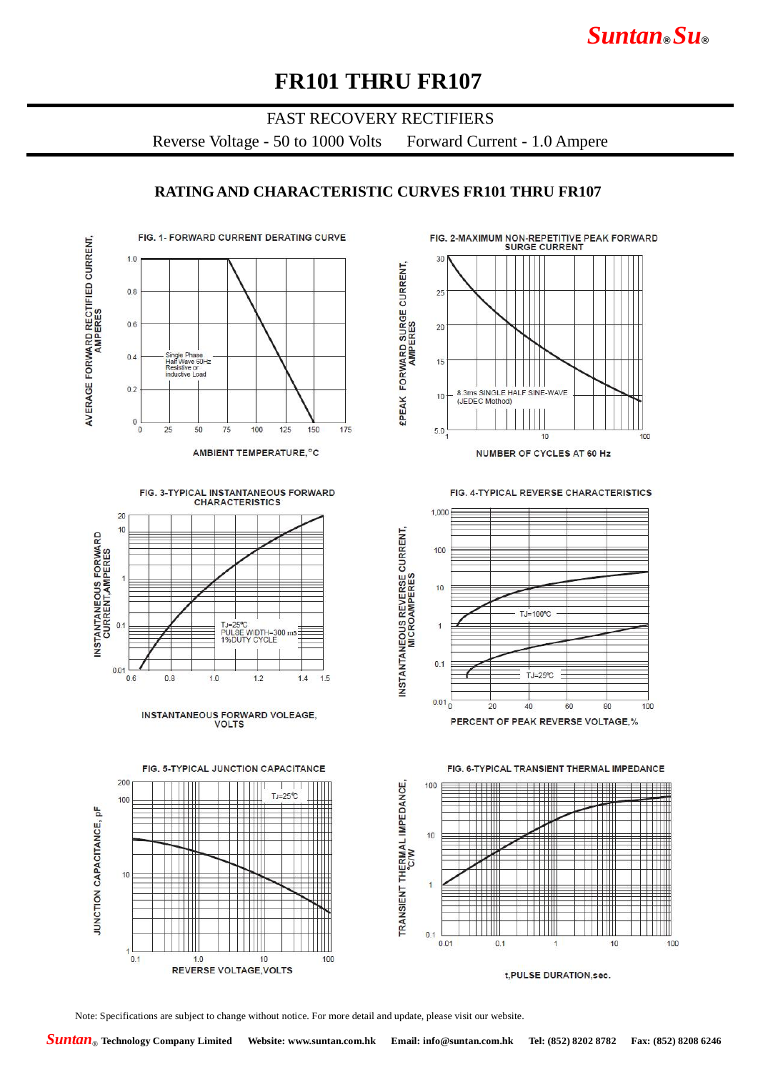# FR101 THRU FR107

FAST RECOVERY RECTIFIERS

Reverse Voltage - 50 to 1000 Volts     Forward Current - 1.0 Ampere

## RATING AND CHARACTERISTIC CURVES FR101 THRU FR107

FIG. 1- FORWARD CURRENT DERATING CURVE

AVERAGE FORWARD RECTIFIED CURRENT, AMPERES

1.0
0.8
0.6
0.4
0.2
0

0 25 50 75 100 125 150 175

Single Phase
Half Wave 60Hz
Resistive or
inductive Load

AMBIENT TEMPERATURE,°C

FIG. 2-MAXIMUM NON-REPETITIVE PEAK FORWARD SURGE CURRENT

PEAK FORWARD SURGE CURRENT, AMPERES

30
25
20
15
10
5.0

1 10 100

8.3ms SINGLE HALF SINE-WAVE
(JEDEC Method)

NUMBER OF CYCLES AT 60 Hz

FIG. 3-TYPICAL INSTANTANEOUS FORWARD CHARACTERISTICS

INSTANTANEOUS FORWARD CURRENT,AMPERES

20
10
1
0.1
0.01

0.6 0.8 1.0 1.2 1.4 1.5

TJ=25℃
PULSE WIDTH=300 ms
1%DUTY CYCLE

INSTANTANEOUS FORWARD VOLEAGE, VOLTS

FIG. 4-TYPICAL REVERSE CHARACTERISTICS

INSTANTANEOUS REVERSE CURRENT, MICROAMPERES

1,000
100
10
1
0.1
0.01

0 20 40 60 80 100

TJ=100℃

TJ=25℃

PERCENT OF PEAK REVERSE VOLTAGE,%

FIG. 5-TYPICAL JUNCTION CAPACITANCE

JUNCTION CAPACITANCE, pF

200
100
10
1

0.1 1.0 10 100

TJ=25℃

REVERSE VOLTAGE,VOLTS

FIG. 6-TYPICAL TRANSIENT THERMAL IMPEDANCE

TRANSIENT THERMAL IMPEDANCE, ℃/W

100
10
1
0.1

0.01 0.1 1 10 100

t,PULSE DURATION,sec.

Note: Specifications are subject to change without notice. For more detail and update, please visit our website.